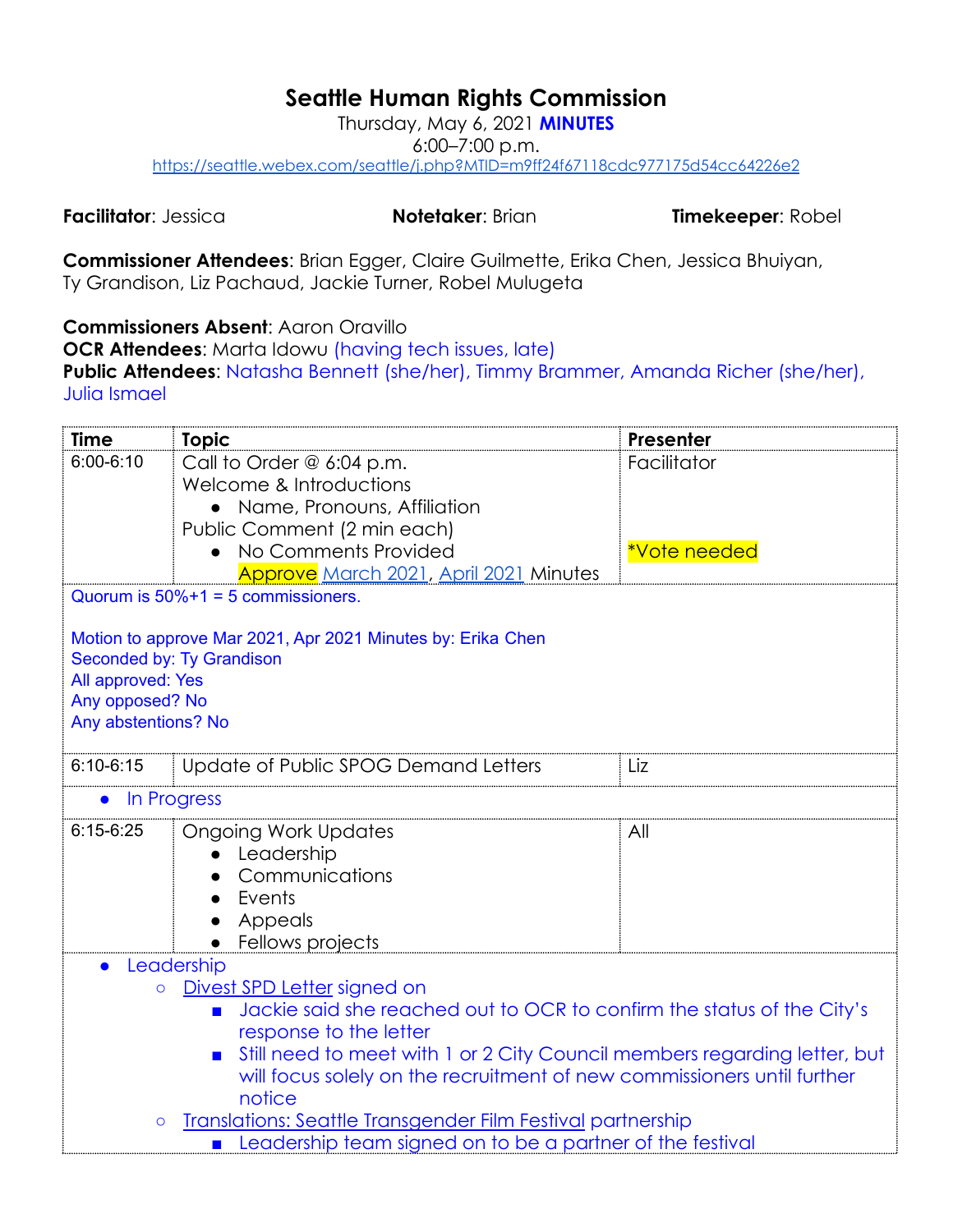# Seattle Human Rights Commission

Thursday, May 6, 2021 **MINUTES**
6:00–7:00 p.m.
https://seattle.webex.com/seattle/j.php?MTID=m9ff24f67118cdc977175d54cc64226e2

**Facilitator**: Jessica **Notetaker**: Brian **Timekeeper**: Robel

**Commissioner Attendees**: Brian Egger, Claire Guilmette, Erika Chen, Jessica Bhuiyan, Ty Grandison, Liz Pachaud, Jackie Turner, Robel Mulugeta

**Commissioners Absent**: Aaron Oravillo
**OCR Attendees**: Marta Idowu (having tech issues, late)
**Public Attendees**: Natasha Bennett (she/her), Timmy Brammer, Amanda Richer (she/her), Julia Ismael

| Time | Topic | Presenter |
|---|---|---|
| 6:00-6:10 | Call to Order @ 6:04 p.m.<br>Welcome & Introductions<br>• Name, Pronouns, Affiliation<br>Public Comment (2 min each)<br>• No Comments Provided<br>Approve March 2021, April 2021 Minutes | Facilitator<br><br><br><br>*Vote needed |
| Quorum is 50%+1 = 5 commissioners.<br><br>Motion to approve Mar 2021, Apr 2021 Minutes by: Erika Chen<br>Seconded by: Ty Grandison<br>All approved: Yes<br>Any opposed? No<br>Any abstentions? No | | |
| 6:10-6:15 | Update of Public SPOG Demand Letters | Liz |
| • In Progress | | |
| 6:15-6:25 | Ongoing Work Updates<br>• Leadership<br>• Communications<br>• Events<br>• Appeals<br>• Fellows projects | All |
| • Leadership<br>&nbsp;&nbsp;○ Divest SPD Letter signed on<br>&nbsp;&nbsp;&nbsp;&nbsp;■ Jackie said she reached out to OCR to confirm the status of the City's response to the letter<br>&nbsp;&nbsp;&nbsp;&nbsp;■ Still need to meet with 1 or 2 City Council members regarding letter, but will focus solely on the recruitment of new commissioners until further notice<br>&nbsp;&nbsp;○ Translations: Seattle Transgender Film Festival partnership<br>&nbsp;&nbsp;&nbsp;&nbsp;■ Leadership team signed on to be a partner of the festival | | |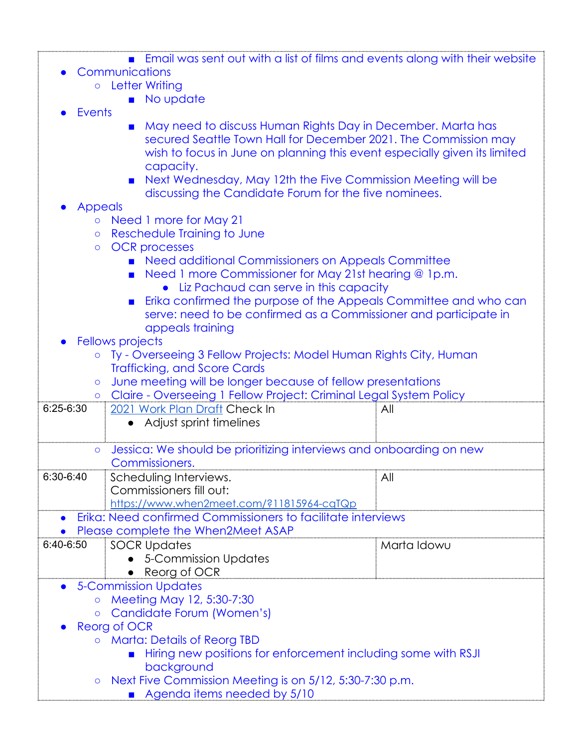- Email was sent out with a list of films and events along with their website

- Communications
  - Letter Writing
    - No update
- Events
    - May need to discuss Human Rights Day in December. Marta has secured Seattle Town Hall for December 2021. The Commission may wish to focus in June on planning this event especially given its limited capacity.
    - Next Wednesday, May 12th the Five Commission Meeting will be discussing the Candidate Forum for the five nominees.
- Appeals
  - Need 1 more for May 21
  - Reschedule Training to June
  - OCR processes
    - Need additional Commissioners on Appeals Committee
    - Need 1 more Commissioner for May 21st hearing @ 1p.m.
      - Liz Pachaud can serve in this capacity
    - Erika confirmed the purpose of the Appeals Committee and who can serve: need to be confirmed as a Commissioner and participate in appeals training
- Fellows projects
  - Ty - Overseeing 3 Fellow Projects: Model Human Rights City, Human Trafficking, and Score Cards
  - June meeting will be longer because of fellow presentations
  - Claire - Overseeing 1 Fellow Project: Criminal Legal System Policy

| | | |
|---|---|---|
| 6:25-6:30 | 2021 Work Plan Draft Check In<br>• Adjust sprint timelines | All |

- Jessica: We should be prioritizing interviews and onboarding on new Commissioners.

| | | |
|---|---|---|
| 6:30-6:40 | Scheduling Interviews.<br>Commissioners fill out:<br>https://www.when2meet.com/?11815964-cqTQp | All |

- Erika: Need confirmed Commissioners to facilitate interviews
- Please complete the When2Meet ASAP

| | | |
|---|---|---|
| 6:40-6:50 | SOCR Updates<br>• 5-Commission Updates<br>• Reorg of OCR | Marta Idowu |

- 5-Commission Updates
  - Meeting May 12, 5:30-7:30
  - Candidate Forum (Women's)
- Reorg of OCR
  - Marta: Details of Reorg TBD
    - Hiring new positions for enforcement including some with RSJI background
  - Next Five Commission Meeting is on 5/12, 5:30-7:30 p.m.
    - Agenda items needed by 5/10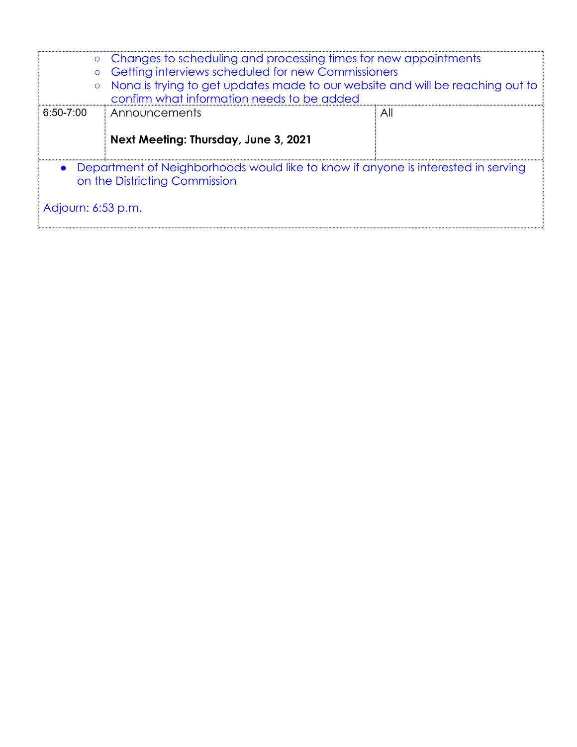| | | |
|---|---|---|
| | - Changes to scheduling and processing times for new appointments<br>- Getting interviews scheduled for new Commissioners<br>- Nona is trying to get updates made to our website and will be reaching out to confirm what information needs to be added | |
| 6:50-7:00 | Announcements<br><br>**Next Meeting: Thursday, June 3, 2021** | All |
| | - Department of Neighborhoods would like to know if anyone is interested in serving on the Districting Commission<br><br>Adjourn: 6:53 p.m. | |